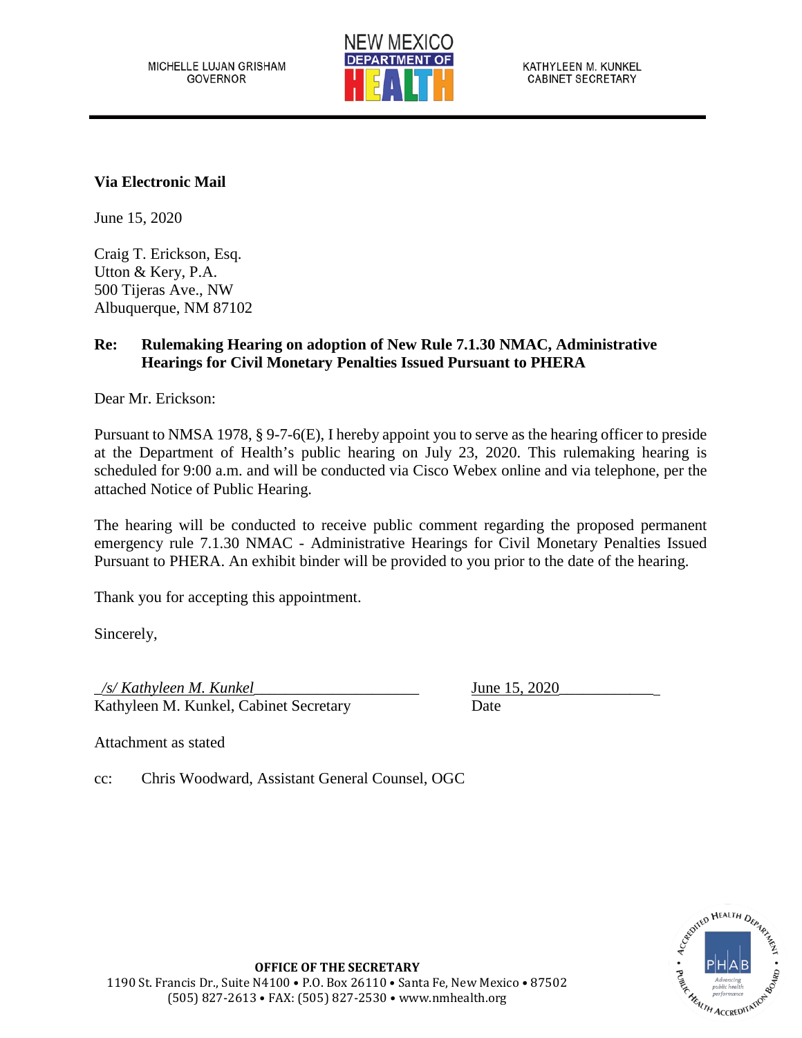MICHELLE LUJAN GRISHAM
GOVERNOR

NEW MEXICO DEPARTMENT OF HEALTH

KATHYLEEN M. KUNKEL
CABINET SECRETARY

**Via Electronic Mail**

June 15, 2020

Craig T. Erickson, Esq.
Utton & Kery, P.A.
500 Tijeras Ave., NW
Albuquerque, NM 87102

**Re: Rulemaking Hearing on adoption of New Rule 7.1.30 NMAC, Administrative Hearings for Civil Monetary Penalties Issued Pursuant to PHERA**

Dear Mr. Erickson:

Pursuant to NMSA 1978, § 9-7-6(E), I hereby appoint you to serve as the hearing officer to preside at the Department of Health's public hearing on July 23, 2020. This rulemaking hearing is scheduled for 9:00 a.m. and will be conducted via Cisco Webex online and via telephone, per the attached Notice of Public Hearing.

The hearing will be conducted to receive public comment regarding the proposed permanent emergency rule 7.1.30 NMAC - Administrative Hearings for Civil Monetary Penalties Issued Pursuant to PHERA. An exhibit binder will be provided to you prior to the date of the hearing.

Thank you for accepting this appointment.

Sincerely,

*/s/ Kathyleen M. Kunkel*
Kathyleen M. Kunkel, Cabinet Secretary

June 15, 2020
Date

Attachment as stated

cc: Chris Woodward, Assistant General Counsel, OGC

**OFFICE OF THE SECRETARY**
1190 St. Francis Dr., Suite N4100 • P.O. Box 26110 • Santa Fe, New Mexico • 87502
(505) 827-2613 • FAX: (505) 827-2530 • www.nmhealth.org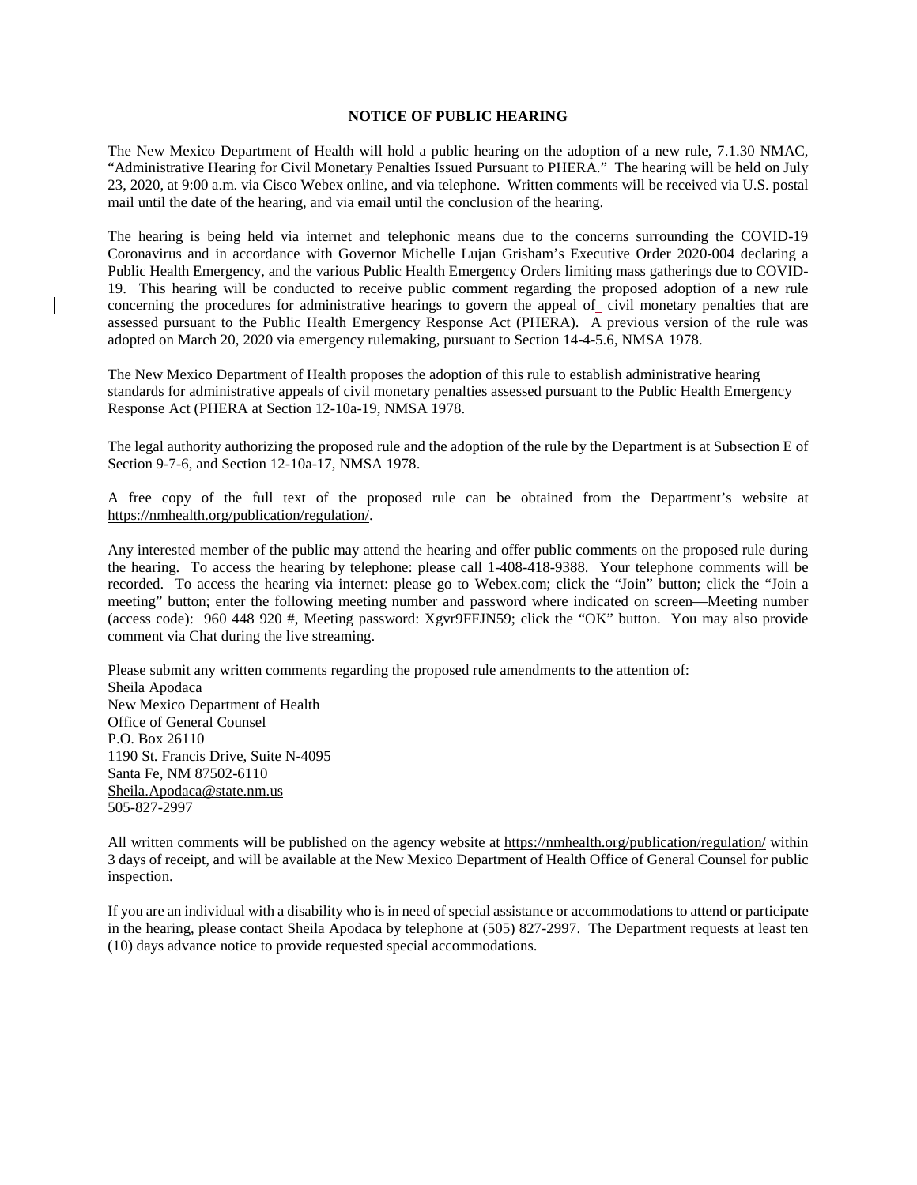**NOTICE OF PUBLIC HEARING**

The New Mexico Department of Health will hold a public hearing on the adoption of a new rule, 7.1.30 NMAC, "Administrative Hearing for Civil Monetary Penalties Issued Pursuant to PHERA." The hearing will be held on July 23, 2020, at 9:00 a.m. via Cisco Webex online, and via telephone. Written comments will be received via U.S. postal mail until the date of the hearing, and via email until the conclusion of the hearing.

The hearing is being held via internet and telephonic means due to the concerns surrounding the COVID-19 Coronavirus and in accordance with Governor Michelle Lujan Grisham's Executive Order 2020-004 declaring a Public Health Emergency, and the various Public Health Emergency Orders limiting mass gatherings due to COVID-19. This hearing will be conducted to receive public comment regarding the proposed adoption of a new rule concerning the procedures for administrative hearings to govern the appeal of civil monetary penalties that are assessed pursuant to the Public Health Emergency Response Act (PHERA). A previous version of the rule was adopted on March 20, 2020 via emergency rulemaking, pursuant to Section 14-4-5.6, NMSA 1978.

The New Mexico Department of Health proposes the adoption of this rule to establish administrative hearing standards for administrative appeals of civil monetary penalties assessed pursuant to the Public Health Emergency Response Act (PHERA at Section 12-10a-19, NMSA 1978.

The legal authority authorizing the proposed rule and the adoption of the rule by the Department is at Subsection E of Section 9-7-6, and Section 12-10a-17, NMSA 1978.

A free copy of the full text of the proposed rule can be obtained from the Department's website at https://nmhealth.org/publication/regulation/.

Any interested member of the public may attend the hearing and offer public comments on the proposed rule during the hearing. To access the hearing by telephone: please call 1-408-418-9388. Your telephone comments will be recorded. To access the hearing via internet: please go to Webex.com; click the "Join" button; click the "Join a meeting" button; enter the following meeting number and password where indicated on screen—Meeting number (access code): 960 448 920 #, Meeting password: Xgvr9FFJN59; click the "OK" button. You may also provide comment via Chat during the live streaming.

Please submit any written comments regarding the proposed rule amendments to the attention of:
Sheila Apodaca
New Mexico Department of Health
Office of General Counsel
P.O. Box 26110
1190 St. Francis Drive, Suite N-4095
Santa Fe, NM 87502-6110
Sheila.Apodaca@state.nm.us
505-827-2997

All written comments will be published on the agency website at https://nmhealth.org/publication/regulation/ within 3 days of receipt, and will be available at the New Mexico Department of Health Office of General Counsel for public inspection.

If you are an individual with a disability who is in need of special assistance or accommodations to attend or participate in the hearing, please contact Sheila Apodaca by telephone at (505) 827-2997. The Department requests at least ten (10) days advance notice to provide requested special accommodations.